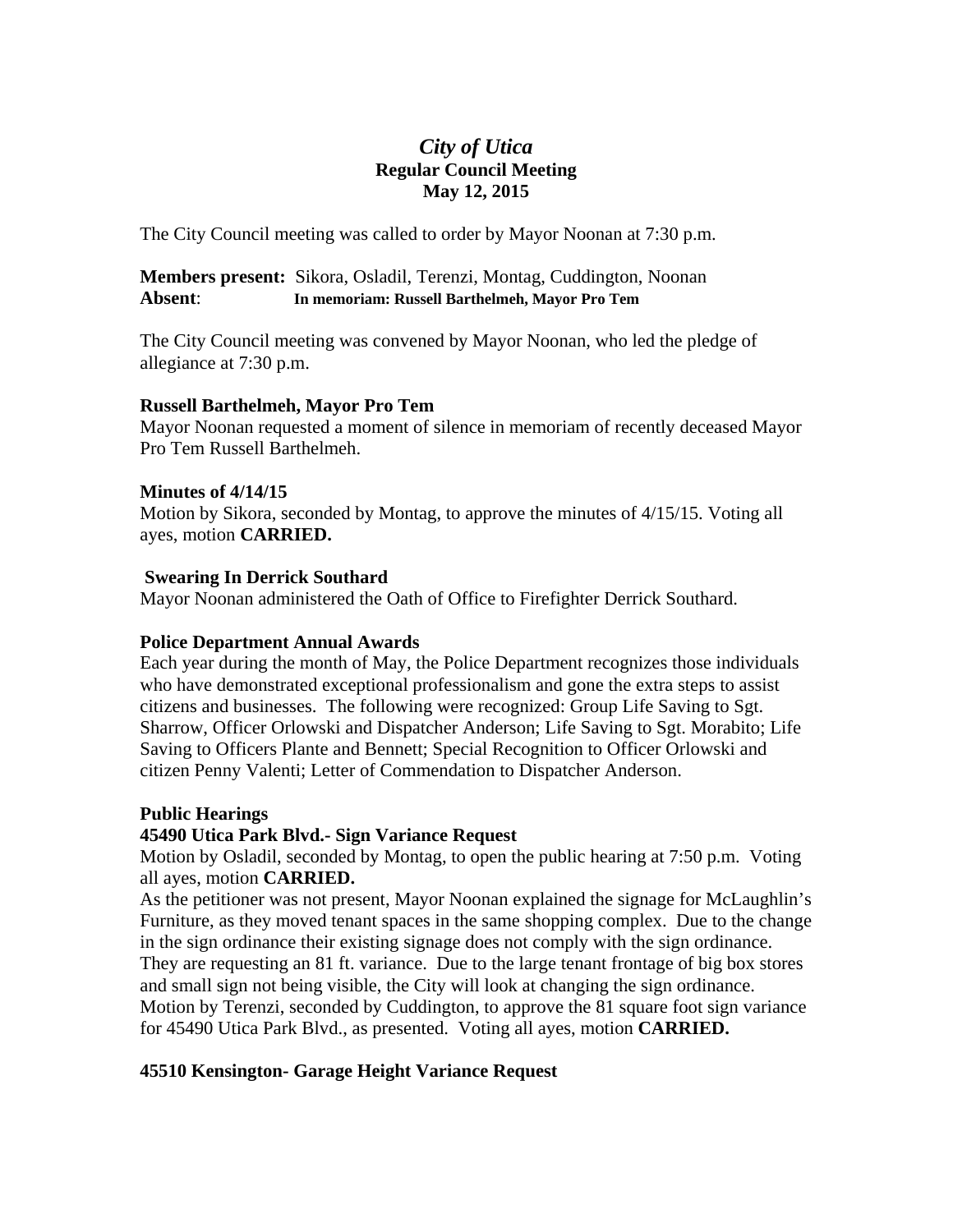# *City of Utica*

**Regular Council Meeting**
**May 12, 2015**

The City Council meeting was called to order by Mayor Noonan at 7:30 p.m.

**Members present:** Sikora, Osladil, Terenzi, Montag, Cuddington, Noonan
**Absent**: **In memoriam: Russell Barthelmeh, Mayor Pro Tem**

The City Council meeting was convened by Mayor Noonan, who led the pledge of allegiance at 7:30 p.m.

**Russell Barthelmeh, Mayor Pro Tem**
Mayor Noonan requested a moment of silence in memoriam of recently deceased Mayor Pro Tem Russell Barthelmeh.

**Minutes of 4/14/15**
Motion by Sikora, seconded by Montag, to approve the minutes of 4/15/15. Voting all ayes, motion **CARRIED.**

**Swearing In Derrick Southard**
Mayor Noonan administered the Oath of Office to Firefighter Derrick Southard.

**Police Department Annual Awards**
Each year during the month of May, the Police Department recognizes those individuals who have demonstrated exceptional professionalism and gone the extra steps to assist citizens and businesses. The following were recognized: Group Life Saving to Sgt. Sharrow, Officer Orlowski and Dispatcher Anderson; Life Saving to Sgt. Morabito; Life Saving to Officers Plante and Bennett; Special Recognition to Officer Orlowski and citizen Penny Valenti; Letter of Commendation to Dispatcher Anderson.

**Public Hearings**
**45490 Utica Park Blvd.- Sign Variance Request**
Motion by Osladil, seconded by Montag, to open the public hearing at 7:50 p.m. Voting all ayes, motion **CARRIED.**
As the petitioner was not present, Mayor Noonan explained the signage for McLaughlin's Furniture, as they moved tenant spaces in the same shopping complex. Due to the change in the sign ordinance their existing signage does not comply with the sign ordinance. They are requesting an 81 ft. variance. Due to the large tenant frontage of big box stores and small sign not being visible, the City will look at changing the sign ordinance.
Motion by Terenzi, seconded by Cuddington, to approve the 81 square foot sign variance for 45490 Utica Park Blvd., as presented. Voting all ayes, motion **CARRIED.**

**45510 Kensington- Garage Height Variance Request**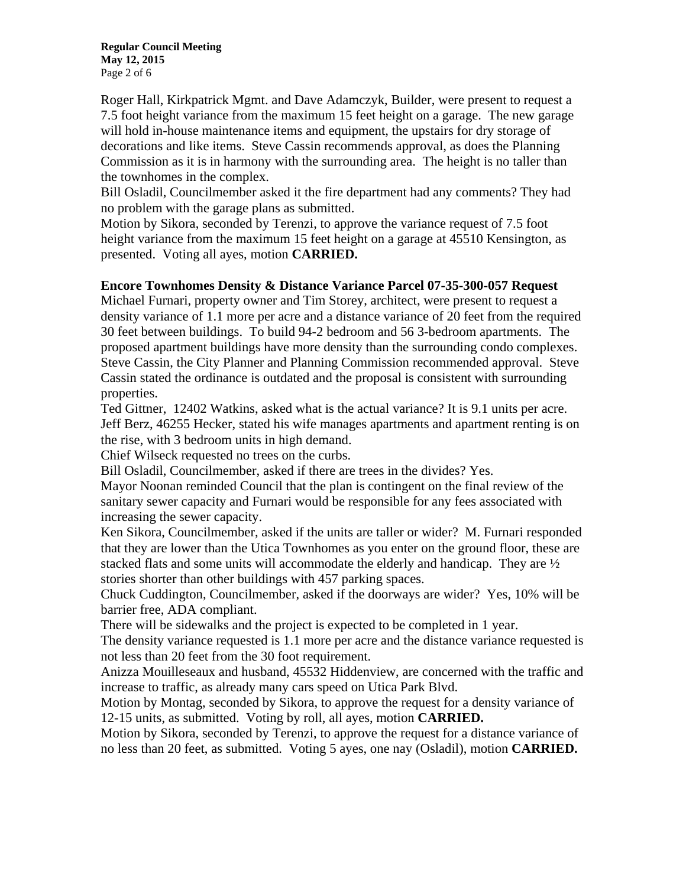Roger Hall, Kirkpatrick Mgmt. and Dave Adamczyk, Builder, were present to request a 7.5 foot height variance from the maximum 15 feet height on a garage. The new garage will hold in-house maintenance items and equipment, the upstairs for dry storage of decorations and like items. Steve Cassin recommends approval, as does the Planning Commission as it is in harmony with the surrounding area. The height is no taller than the townhomes in the complex.

Bill Osladil, Councilmember asked it the fire department had any comments? They had no problem with the garage plans as submitted.

Motion by Sikora, seconded by Terenzi, to approve the variance request of 7.5 foot height variance from the maximum 15 feet height on a garage at 45510 Kensington, as presented. Voting all ayes, motion **CARRIED.**

**Encore Townhomes Density & Distance Variance Parcel 07-35-300-057 Request**

Michael Furnari, property owner and Tim Storey, architect, were present to request a density variance of 1.1 more per acre and a distance variance of 20 feet from the required 30 feet between buildings. To build 94-2 bedroom and 56 3-bedroom apartments. The proposed apartment buildings have more density than the surrounding condo complexes. Steve Cassin, the City Planner and Planning Commission recommended approval. Steve Cassin stated the ordinance is outdated and the proposal is consistent with surrounding properties.

Ted Gittner, 12402 Watkins, asked what is the actual variance? It is 9.1 units per acre.

Jeff Berz, 46255 Hecker, stated his wife manages apartments and apartment renting is on the rise, with 3 bedroom units in high demand.

Chief Wilseck requested no trees on the curbs.

Bill Osladil, Councilmember, asked if there are trees in the divides? Yes.

Mayor Noonan reminded Council that the plan is contingent on the final review of the sanitary sewer capacity and Furnari would be responsible for any fees associated with increasing the sewer capacity.

Ken Sikora, Councilmember, asked if the units are taller or wider? M. Furnari responded that they are lower than the Utica Townhomes as you enter on the ground floor, these are stacked flats and some units will accommodate the elderly and handicap. They are ½ stories shorter than other buildings with 457 parking spaces.

Chuck Cuddington, Councilmember, asked if the doorways are wider? Yes, 10% will be barrier free, ADA compliant.

There will be sidewalks and the project is expected to be completed in 1 year.

The density variance requested is 1.1 more per acre and the distance variance requested is not less than 20 feet from the 30 foot requirement.

Anizza Mouilleseaux and husband, 45532 Hiddenview, are concerned with the traffic and increase to traffic, as already many cars speed on Utica Park Blvd.

Motion by Montag, seconded by Sikora, to approve the request for a density variance of 12-15 units, as submitted. Voting by roll, all ayes, motion **CARRIED.**

Motion by Sikora, seconded by Terenzi, to approve the request for a distance variance of no less than 20 feet, as submitted. Voting 5 ayes, one nay (Osladil), motion **CARRIED.**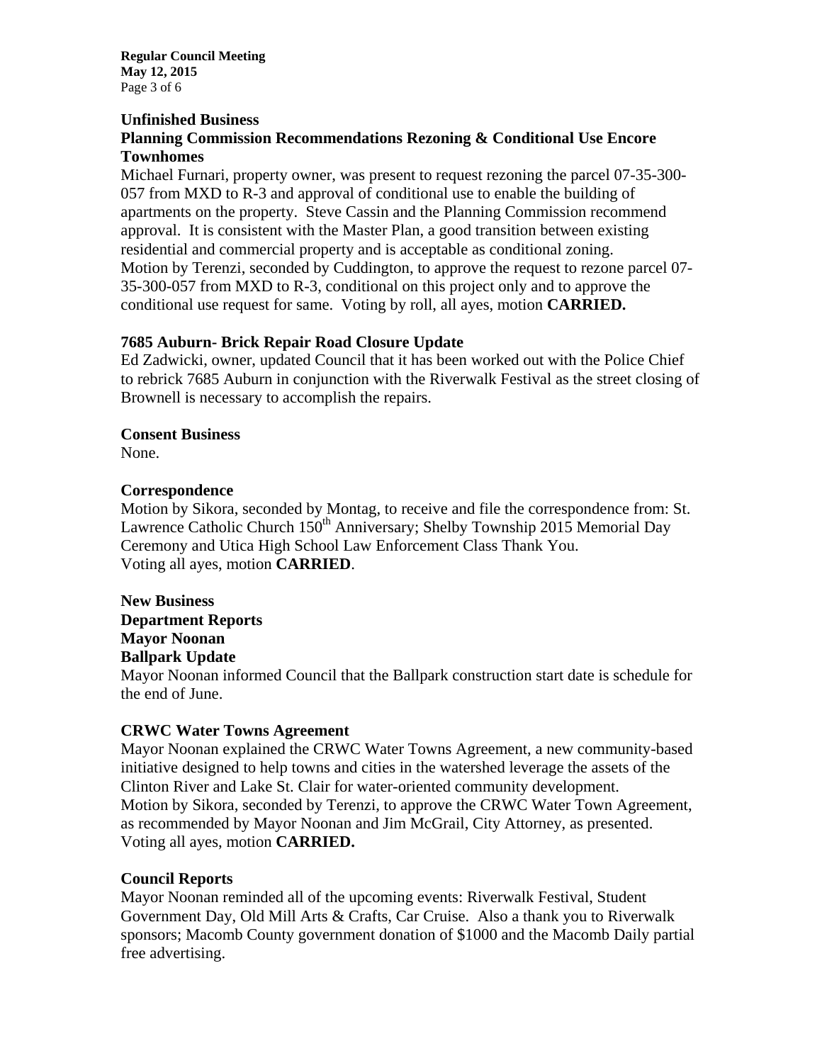### Unfinished Business

### Planning Commission Recommendations Rezoning & Conditional Use Encore Townhomes

Michael Furnari, property owner, was present to request rezoning the parcel 07-35-300-057 from MXD to R-3 and approval of conditional use to enable the building of apartments on the property. Steve Cassin and the Planning Commission recommend approval. It is consistent with the Master Plan, a good transition between existing residential and commercial property and is acceptable as conditional zoning.
Motion by Terenzi, seconded by Cuddington, to approve the request to rezone parcel 07-35-300-057 from MXD to R-3, conditional on this project only and to approve the conditional use request for same. Voting by roll, all ayes, motion **CARRIED.**

### 7685 Auburn- Brick Repair Road Closure Update

Ed Zadwicki, owner, updated Council that it has been worked out with the Police Chief to rebrick 7685 Auburn in conjunction with the Riverwalk Festival as the street closing of Brownell is necessary to accomplish the repairs.

### Consent Business

None.

### Correspondence

Motion by Sikora, seconded by Montag, to receive and file the correspondence from: St. Lawrence Catholic Church 150th Anniversary; Shelby Township 2015 Memorial Day Ceremony and Utica High School Law Enforcement Class Thank You.
Voting all ayes, motion **CARRIED**.

### New Business

### Department Reports

### Mayor Noonan

### Ballpark Update

Mayor Noonan informed Council that the Ballpark construction start date is schedule for the end of June.

### CRWC Water Towns Agreement

Mayor Noonan explained the CRWC Water Towns Agreement, a new community-based initiative designed to help towns and cities in the watershed leverage the assets of the Clinton River and Lake St. Clair for water-oriented community development.
Motion by Sikora, seconded by Terenzi, to approve the CRWC Water Town Agreement, as recommended by Mayor Noonan and Jim McGrail, City Attorney, as presented.
Voting all ayes, motion **CARRIED.**

### Council Reports

Mayor Noonan reminded all of the upcoming events: Riverwalk Festival, Student Government Day, Old Mill Arts & Crafts, Car Cruise. Also a thank you to Riverwalk sponsors; Macomb County government donation of $1000 and the Macomb Daily partial free advertising.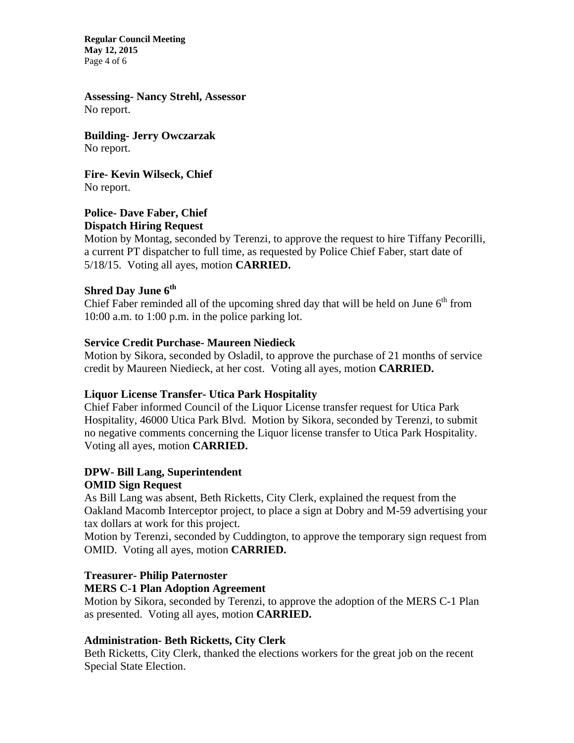**Assessing- Nancy Strehl, Assessor**
No report.

**Building- Jerry Owczarzak**
No report.

**Fire- Kevin Wilseck, Chief**
No report.

**Police- Dave Faber, Chief**
**Dispatch Hiring Request**
Motion by Montag, seconded by Terenzi, to approve the request to hire Tiffany Pecorilli, a current PT dispatcher to full time, as requested by Police Chief Faber, start date of 5/18/15. Voting all ayes, motion **CARRIED.**

**Shred Day June 6th**
Chief Faber reminded all of the upcoming shred day that will be held on June 6th from 10:00 a.m. to 1:00 p.m. in the police parking lot.

**Service Credit Purchase- Maureen Niedieck**
Motion by Sikora, seconded by Osladil, to approve the purchase of 21 months of service credit by Maureen Niedieck, at her cost. Voting all ayes, motion **CARRIED.**

**Liquor License Transfer- Utica Park Hospitality**
Chief Faber informed Council of the Liquor License transfer request for Utica Park Hospitality, 46000 Utica Park Blvd. Motion by Sikora, seconded by Terenzi, to submit no negative comments concerning the Liquor license transfer to Utica Park Hospitality. Voting all ayes, motion **CARRIED.**

**DPW- Bill Lang, Superintendent**
**OMID Sign Request**
As Bill Lang was absent, Beth Ricketts, City Clerk, explained the request from the Oakland Macomb Interceptor project, to place a sign at Dobry and M-59 advertising your tax dollars at work for this project.
Motion by Terenzi, seconded by Cuddington, to approve the temporary sign request from OMID. Voting all ayes, motion **CARRIED.**

**Treasurer- Philip Paternoster**
**MERS C-1 Plan Adoption Agreement**
Motion by Sikora, seconded by Terenzi, to approve the adoption of the MERS C-1 Plan as presented. Voting all ayes, motion **CARRIED.**

**Administration- Beth Ricketts, City Clerk**
Beth Ricketts, City Clerk, thanked the elections workers for the great job on the recent Special State Election.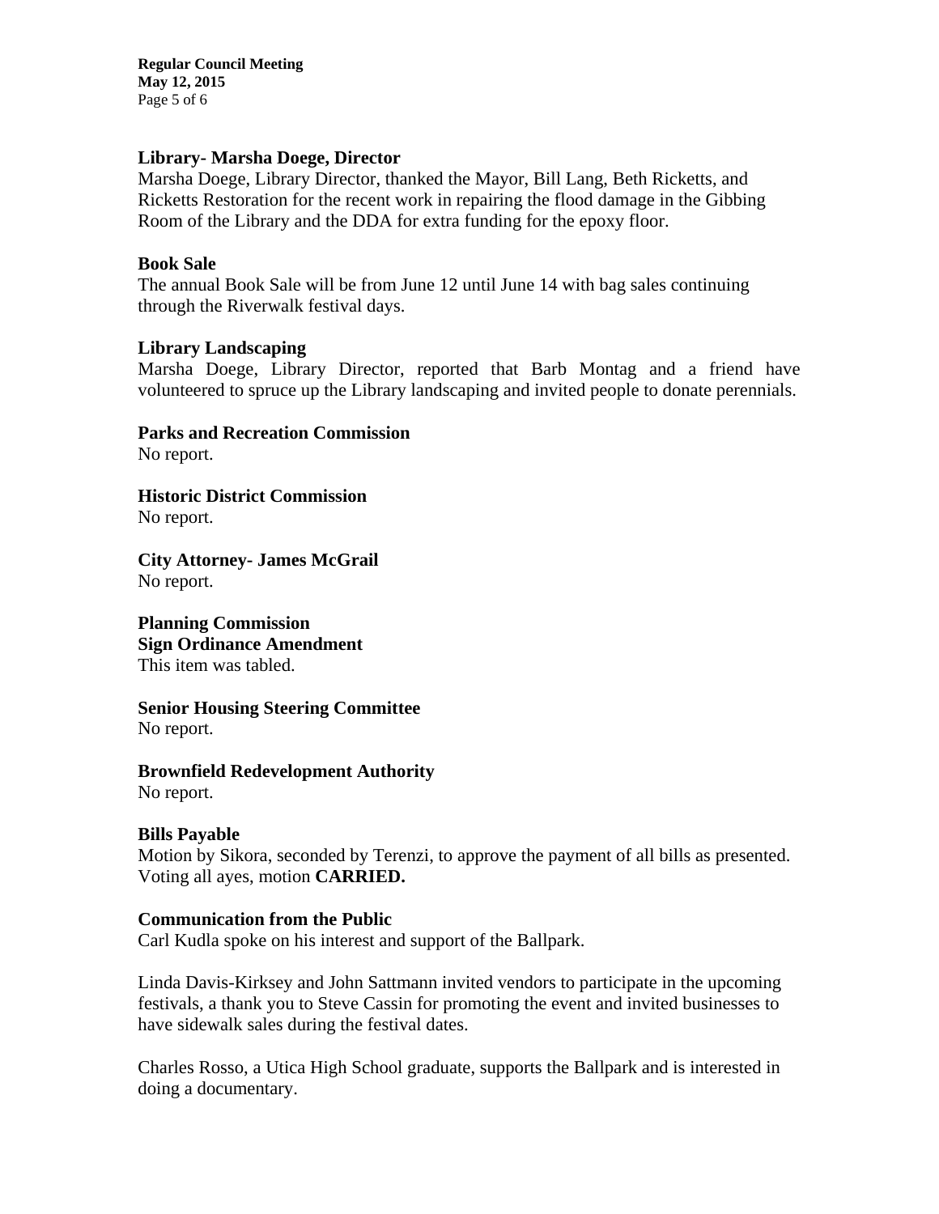**Library- Marsha Doege, Director**

Marsha Doege, Library Director, thanked the Mayor, Bill Lang, Beth Ricketts, and Ricketts Restoration for the recent work in repairing the flood damage in the Gibbing Room of the Library and the DDA for extra funding for the epoxy floor.

**Book Sale**

The annual Book Sale will be from June 12 until June 14 with bag sales continuing through the Riverwalk festival days.

**Library Landscaping**

Marsha Doege, Library Director, reported that Barb Montag and a friend have volunteered to spruce up the Library landscaping and invited people to donate perennials.

**Parks and Recreation Commission**

No report.

**Historic District Commission**

No report.

**City Attorney- James McGrail**

No report.

**Planning Commission**

**Sign Ordinance Amendment**

This item was tabled.

**Senior Housing Steering Committee**

No report.

**Brownfield Redevelopment Authority**

No report.

**Bills Payable**

Motion by Sikora, seconded by Terenzi, to approve the payment of all bills as presented. Voting all ayes, motion **CARRIED.**

**Communication from the Public**

Carl Kudla spoke on his interest and support of the Ballpark.

Linda Davis-Kirksey and John Sattmann invited vendors to participate in the upcoming festivals, a thank you to Steve Cassin for promoting the event and invited businesses to have sidewalk sales during the festival dates.

Charles Rosso, a Utica High School graduate, supports the Ballpark and is interested in doing a documentary.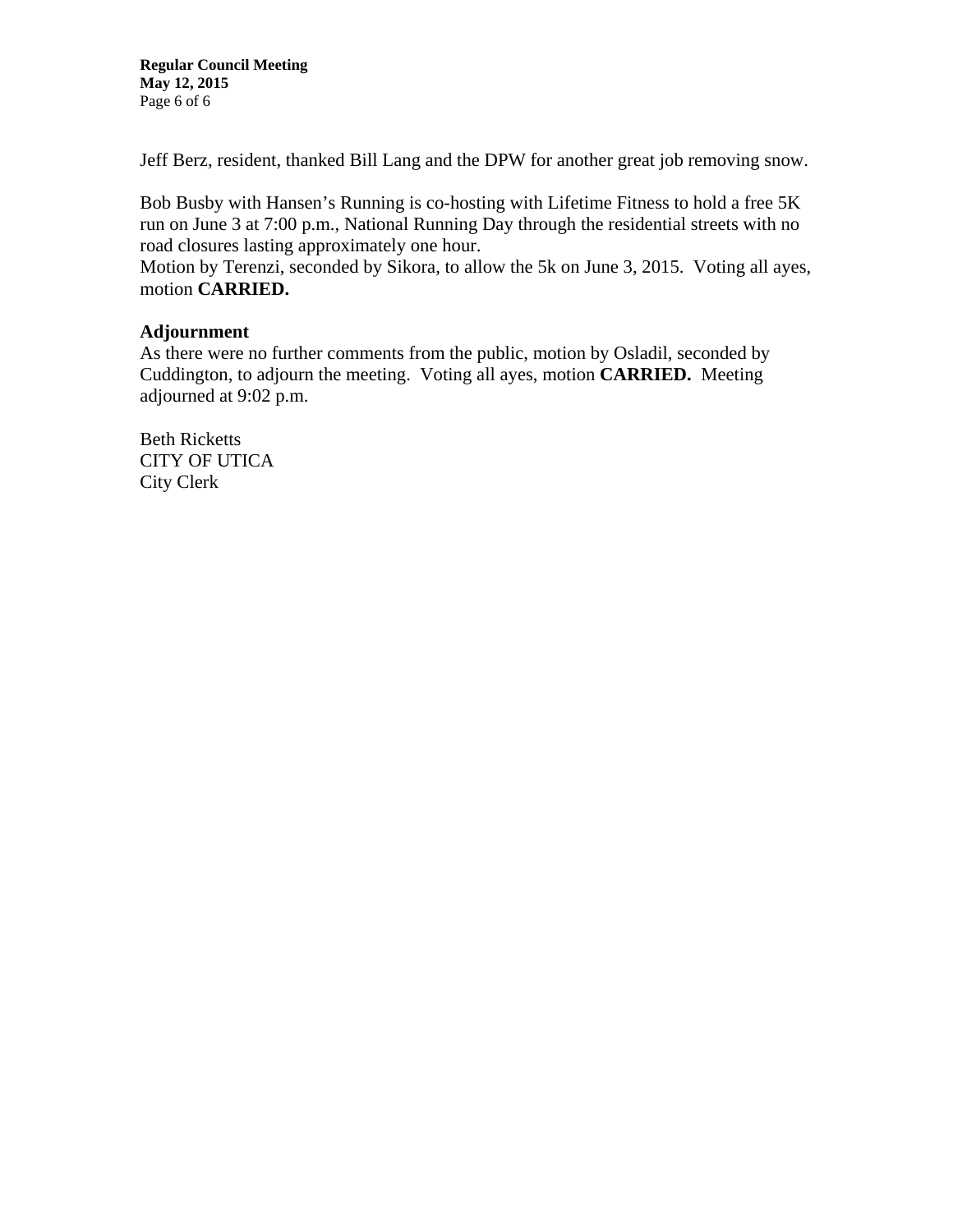Jeff Berz, resident, thanked Bill Lang and the DPW for another great job removing snow.

Bob Busby with Hansen's Running is co-hosting with Lifetime Fitness to hold a free 5K run on June 3 at 7:00 p.m., National Running Day through the residential streets with no road closures lasting approximately one hour.
Motion by Terenzi, seconded by Sikora, to allow the 5k on June 3, 2015. Voting all ayes, motion **CARRIED.**

## Adjournment

As there were no further comments from the public, motion by Osladil, seconded by Cuddington, to adjourn the meeting. Voting all ayes, motion **CARRIED.** Meeting adjourned at 9:02 p.m.

Beth Ricketts
CITY OF UTICA
City Clerk